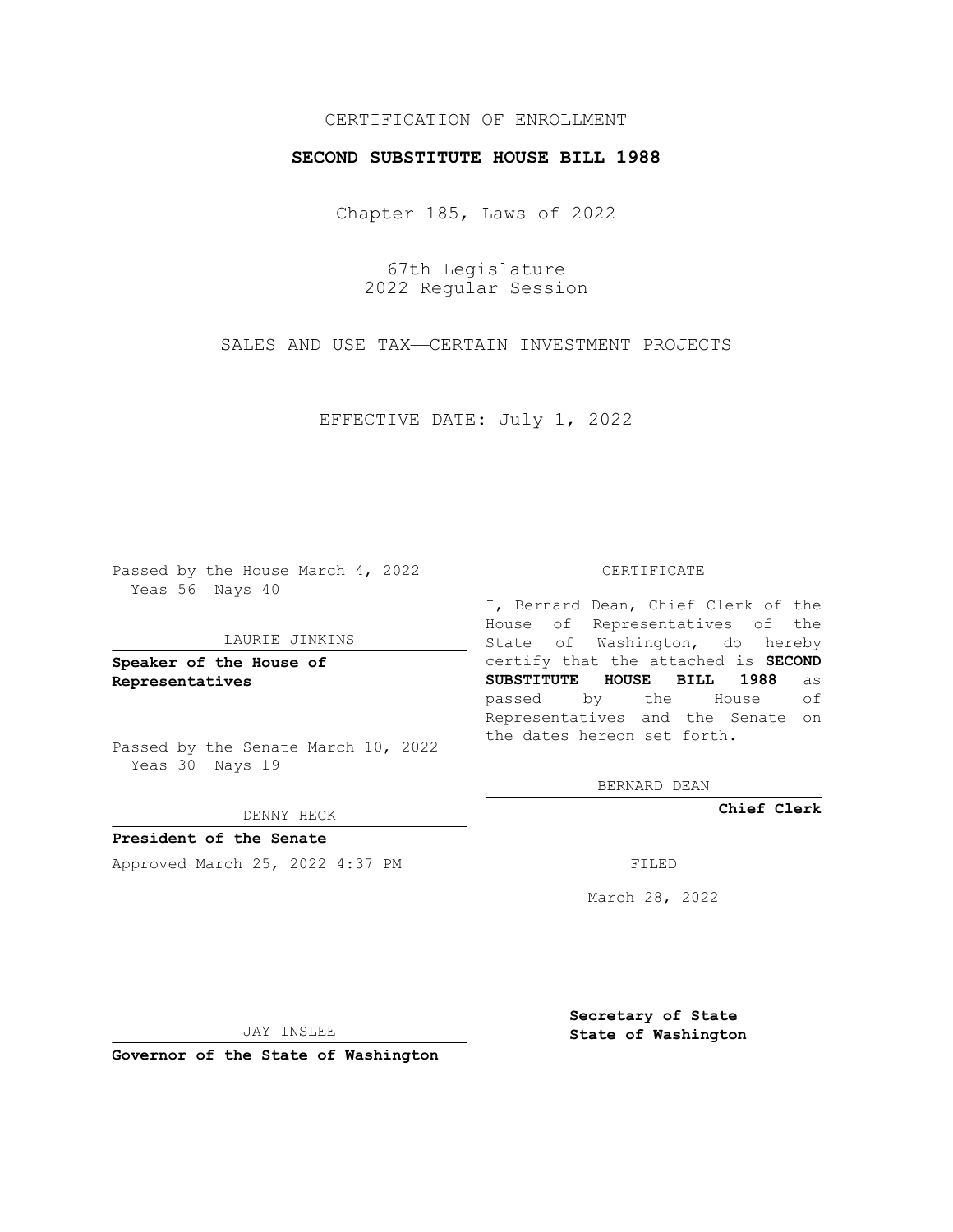CERTIFICATION OF ENROLLMENT

**SECOND SUBSTITUTE HOUSE BILL 1988**

Chapter 185, Laws of 2022

67th Legislature
2022 Regular Session

SALES AND USE TAX—CERTAIN INVESTMENT PROJECTS

EFFECTIVE DATE: July 1, 2022

Passed by the House March 4, 2022
Yeas 56 Nays 40

LAURIE JINKINS

**Speaker of the House of Representatives**

Passed by the Senate March 10, 2022
Yeas 30 Nays 19

DENNY HECK

**President of the Senate**

Approved March 25, 2022 4:37 PM

JAY INSLEE

**Governor of the State of Washington**

CERTIFICATE

I, Bernard Dean, Chief Clerk of the House of Representatives of the State of Washington, do hereby certify that the attached is **SECOND SUBSTITUTE HOUSE BILL 1988** as passed by the House of Representatives and the Senate on the dates hereon set forth.

BERNARD DEAN

**Chief Clerk**

FILED

March 28, 2022

**Secretary of State**
**State of Washington**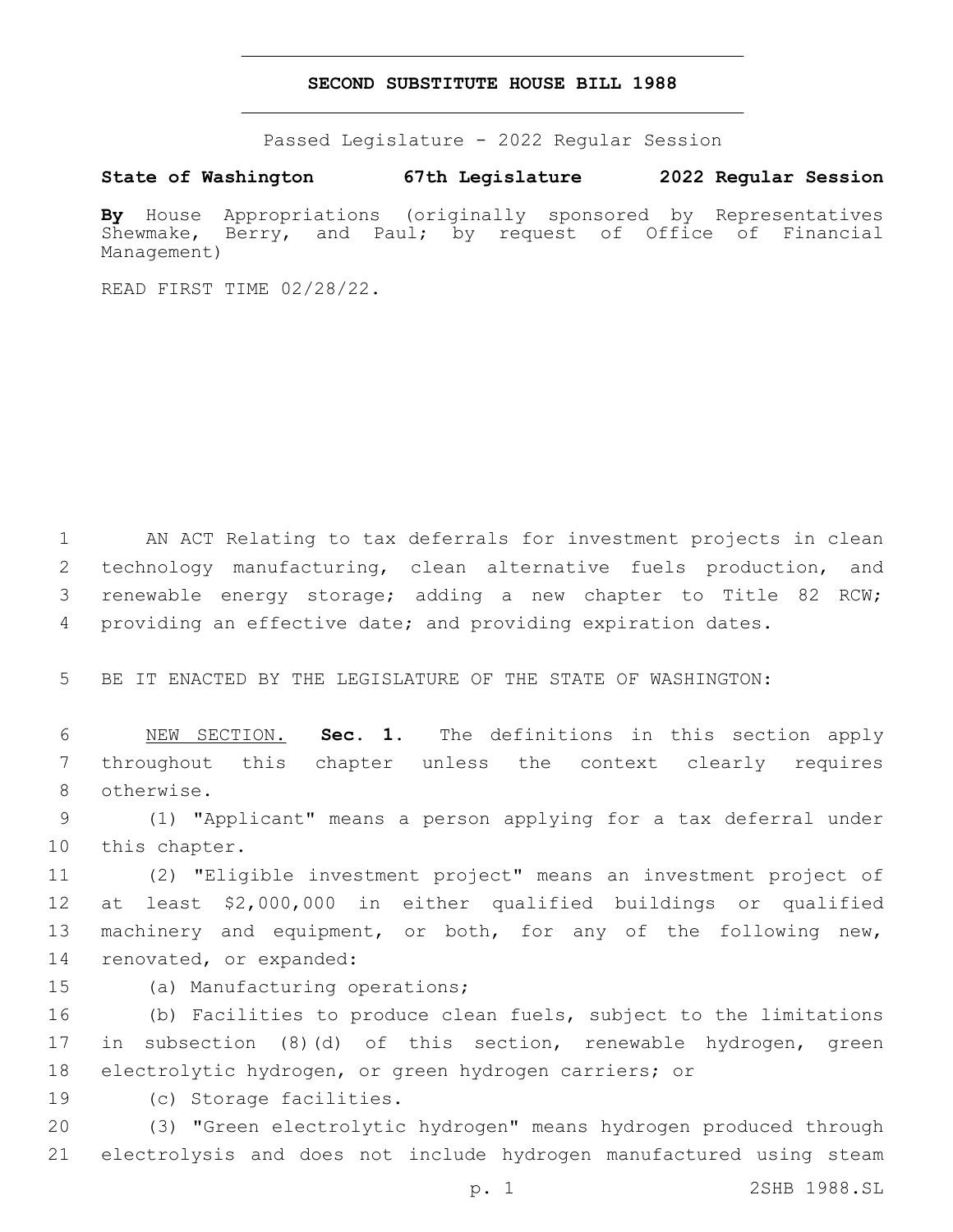**SECOND SUBSTITUTE HOUSE BILL 1988**

Passed Legislature - 2022 Regular Session

**State of Washington 67th Legislature 2022 Regular Session**

**By** House Appropriations (originally sponsored by Representatives Shewmake, Berry, and Paul; by request of Office of Financial Management)

READ FIRST TIME 02/28/22.

AN ACT Relating to tax deferrals for investment projects in clean technology manufacturing, clean alternative fuels production, and renewable energy storage; adding a new chapter to Title 82 RCW; providing an effective date; and providing expiration dates.

BE IT ENACTED BY THE LEGISLATURE OF THE STATE OF WASHINGTON:

NEW SECTION. **Sec. 1.** The definitions in this section apply throughout this chapter unless the context clearly requires otherwise.

(1) "Applicant" means a person applying for a tax deferral under this chapter.

(2) "Eligible investment project" means an investment project of at least $2,000,000 in either qualified buildings or qualified machinery and equipment, or both, for any of the following new, renovated, or expanded:

(a) Manufacturing operations;

(b) Facilities to produce clean fuels, subject to the limitations in subsection (8)(d) of this section, renewable hydrogen, green electrolytic hydrogen, or green hydrogen carriers; or

(c) Storage facilities.

(3) "Green electrolytic hydrogen" means hydrogen produced through electrolysis and does not include hydrogen manufactured using steam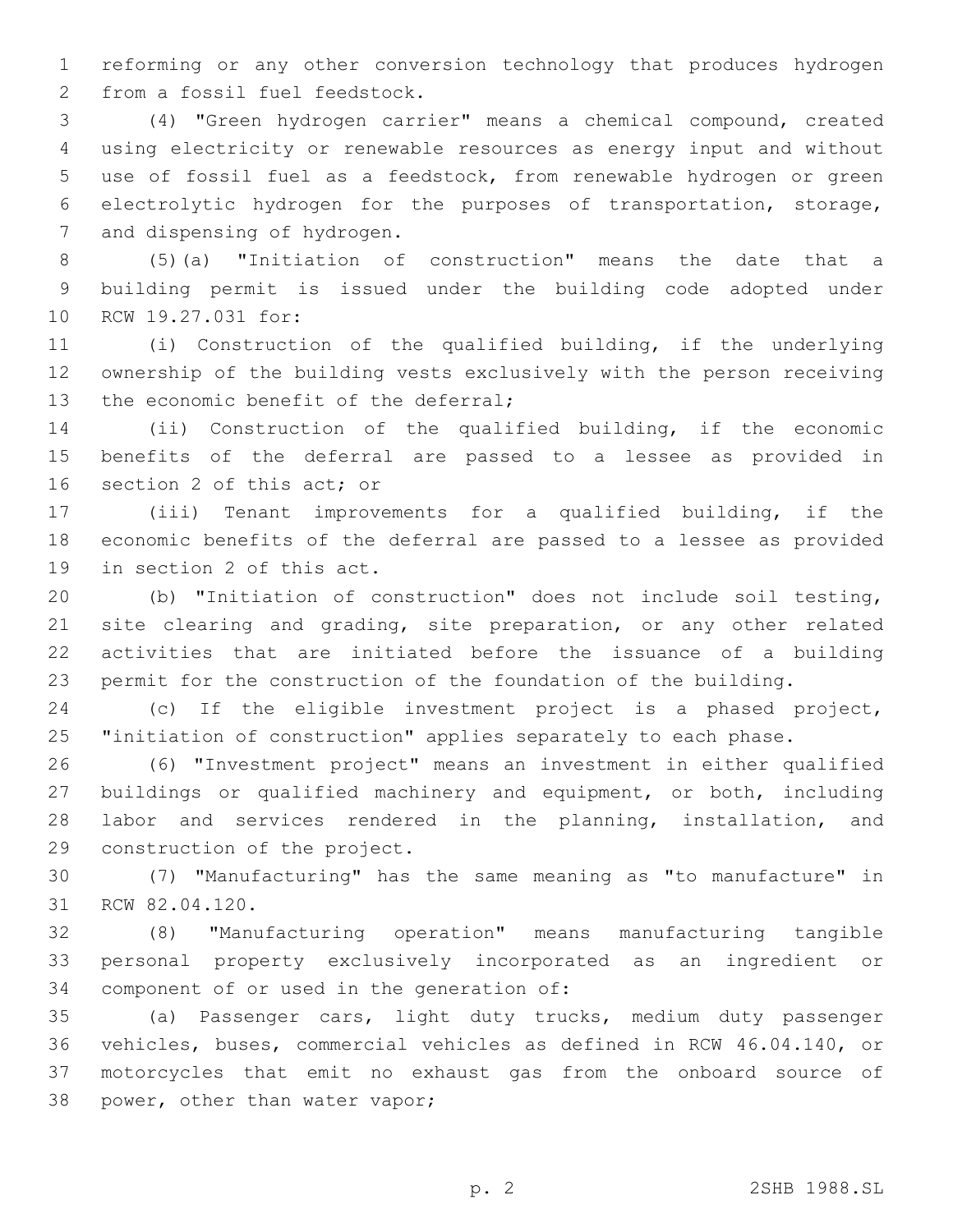reforming or any other conversion technology that produces hydrogen from a fossil fuel feedstock.

(4) "Green hydrogen carrier" means a chemical compound, created using electricity or renewable resources as energy input and without use of fossil fuel as a feedstock, from renewable hydrogen or green electrolytic hydrogen for the purposes of transportation, storage, and dispensing of hydrogen.

(5)(a) "Initiation of construction" means the date that a building permit is issued under the building code adopted under RCW 19.27.031 for:

(i) Construction of the qualified building, if the underlying ownership of the building vests exclusively with the person receiving the economic benefit of the deferral;

(ii) Construction of the qualified building, if the economic benefits of the deferral are passed to a lessee as provided in section 2 of this act; or

(iii) Tenant improvements for a qualified building, if the economic benefits of the deferral are passed to a lessee as provided in section 2 of this act.

(b) "Initiation of construction" does not include soil testing, site clearing and grading, site preparation, or any other related activities that are initiated before the issuance of a building permit for the construction of the foundation of the building.

(c) If the eligible investment project is a phased project, "initiation of construction" applies separately to each phase.

(6) "Investment project" means an investment in either qualified buildings or qualified machinery and equipment, or both, including labor and services rendered in the planning, installation, and construction of the project.

(7) "Manufacturing" has the same meaning as "to manufacture" in RCW 82.04.120.

(8) "Manufacturing operation" means manufacturing tangible personal property exclusively incorporated as an ingredient or component of or used in the generation of:

(a) Passenger cars, light duty trucks, medium duty passenger vehicles, buses, commercial vehicles as defined in RCW 46.04.140, or motorcycles that emit no exhaust gas from the onboard source of power, other than water vapor;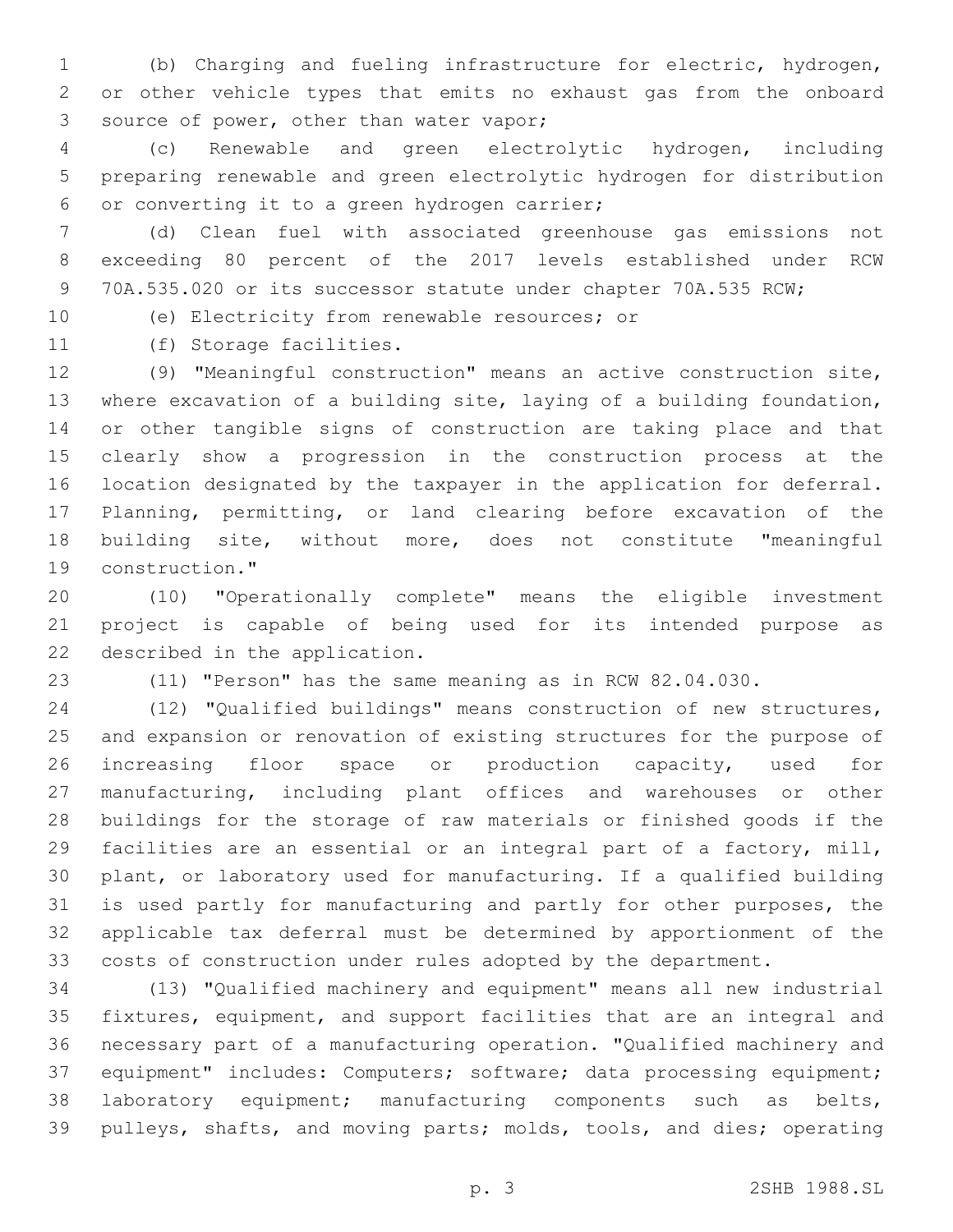(b) Charging and fueling infrastructure for electric, hydrogen, or other vehicle types that emits no exhaust gas from the onboard source of power, other than water vapor;

(c) Renewable and green electrolytic hydrogen, including preparing renewable and green electrolytic hydrogen for distribution or converting it to a green hydrogen carrier;

(d) Clean fuel with associated greenhouse gas emissions not exceeding 80 percent of the 2017 levels established under RCW 70A.535.020 or its successor statute under chapter 70A.535 RCW;

(e) Electricity from renewable resources; or

(f) Storage facilities.

(9) "Meaningful construction" means an active construction site, where excavation of a building site, laying of a building foundation, or other tangible signs of construction are taking place and that clearly show a progression in the construction process at the location designated by the taxpayer in the application for deferral. Planning, permitting, or land clearing before excavation of the building site, without more, does not constitute "meaningful construction."

(10) "Operationally complete" means the eligible investment project is capable of being used for its intended purpose as described in the application.

(11) "Person" has the same meaning as in RCW 82.04.030.

(12) "Qualified buildings" means construction of new structures, and expansion or renovation of existing structures for the purpose of increasing floor space or production capacity, used for manufacturing, including plant offices and warehouses or other buildings for the storage of raw materials or finished goods if the facilities are an essential or an integral part of a factory, mill, plant, or laboratory used for manufacturing. If a qualified building is used partly for manufacturing and partly for other purposes, the applicable tax deferral must be determined by apportionment of the costs of construction under rules adopted by the department.

(13) "Qualified machinery and equipment" means all new industrial fixtures, equipment, and support facilities that are an integral and necessary part of a manufacturing operation. "Qualified machinery and equipment" includes: Computers; software; data processing equipment; laboratory equipment; manufacturing components such as belts, pulleys, shafts, and moving parts; molds, tools, and dies; operating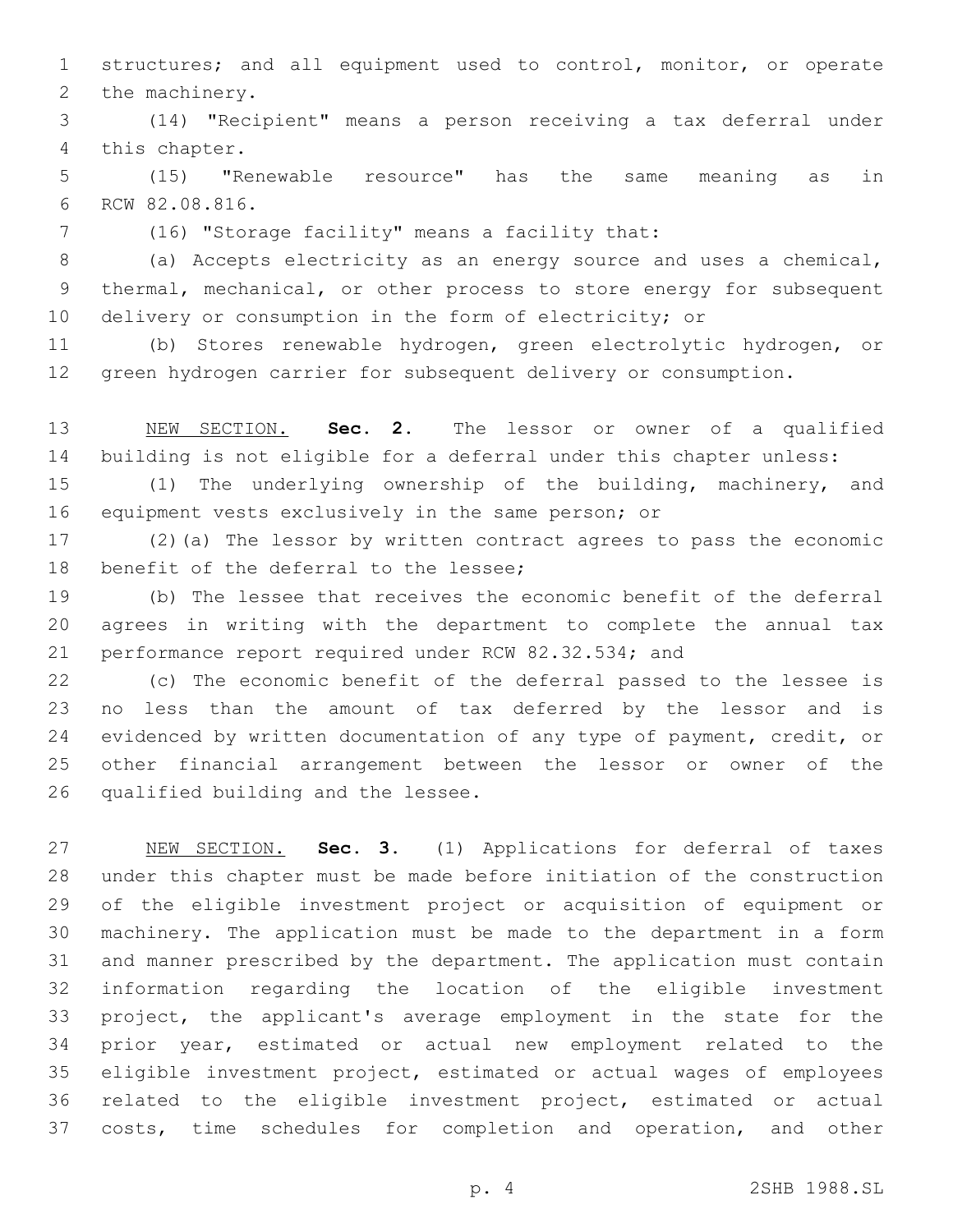structures; and all equipment used to control, monitor, or operate the machinery.

(14) "Recipient" means a person receiving a tax deferral under this chapter.

(15) "Renewable resource" has the same meaning as in RCW 82.08.816.

(16) "Storage facility" means a facility that:

(a) Accepts electricity as an energy source and uses a chemical, thermal, mechanical, or other process to store energy for subsequent delivery or consumption in the form of electricity; or

(b) Stores renewable hydrogen, green electrolytic hydrogen, or green hydrogen carrier for subsequent delivery or consumption.

NEW SECTION. **Sec. 2.** The lessor or owner of a qualified building is not eligible for a deferral under this chapter unless:

(1) The underlying ownership of the building, machinery, and equipment vests exclusively in the same person; or

(2)(a) The lessor by written contract agrees to pass the economic benefit of the deferral to the lessee;

(b) The lessee that receives the economic benefit of the deferral agrees in writing with the department to complete the annual tax performance report required under RCW 82.32.534; and

(c) The economic benefit of the deferral passed to the lessee is no less than the amount of tax deferred by the lessor and is evidenced by written documentation of any type of payment, credit, or other financial arrangement between the lessor or owner of the qualified building and the lessee.

NEW SECTION. **Sec. 3.** (1) Applications for deferral of taxes under this chapter must be made before initiation of the construction of the eligible investment project or acquisition of equipment or machinery. The application must be made to the department in a form and manner prescribed by the department. The application must contain information regarding the location of the eligible investment project, the applicant's average employment in the state for the prior year, estimated or actual new employment related to the eligible investment project, estimated or actual wages of employees related to the eligible investment project, estimated or actual costs, time schedules for completion and operation, and other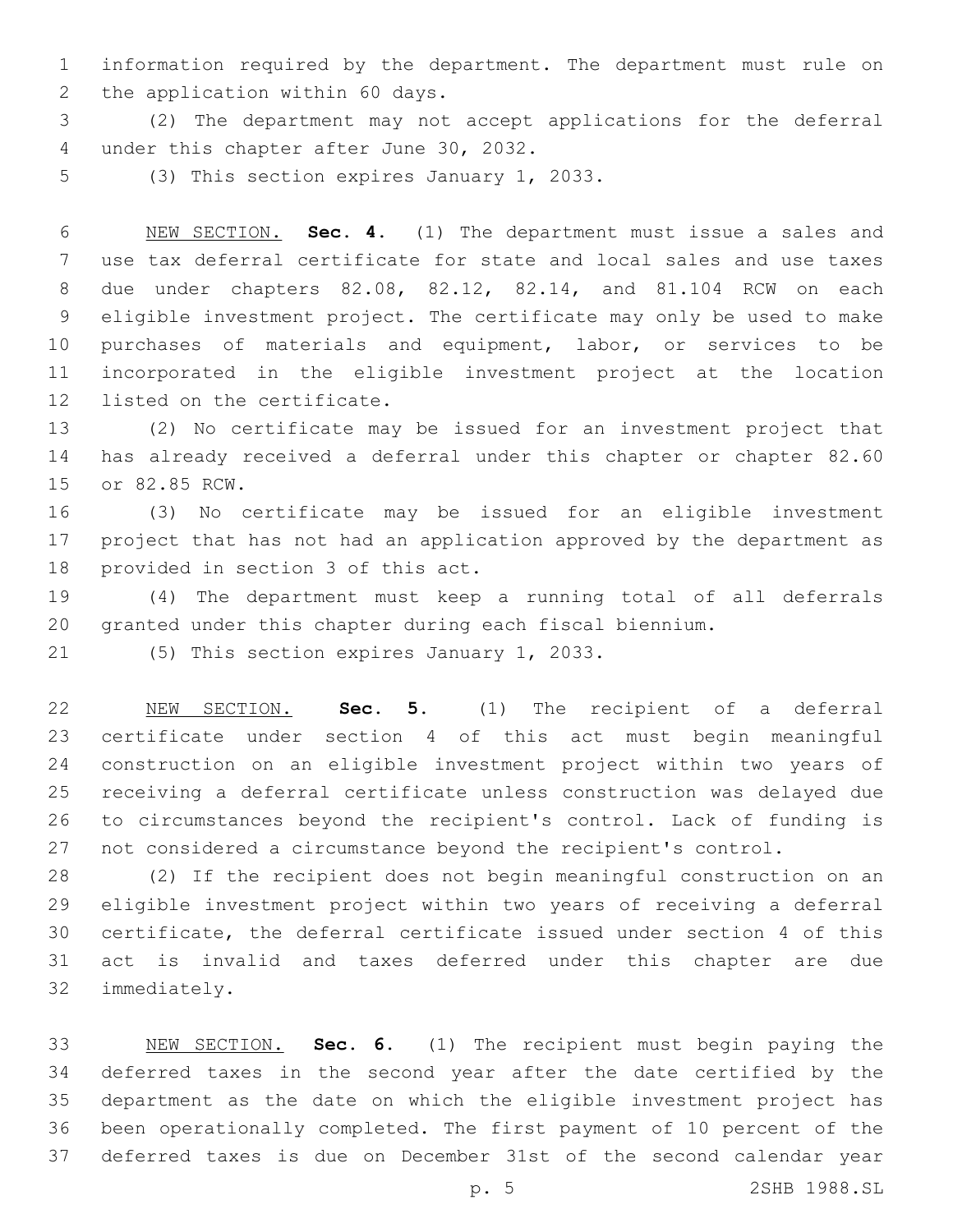information required by the department. The department must rule on the application within 60 days.

(2) The department may not accept applications for the deferral under this chapter after June 30, 2032.

(3) This section expires January 1, 2033.

NEW SECTION. **Sec. 4.** (1) The department must issue a sales and use tax deferral certificate for state and local sales and use taxes due under chapters 82.08, 82.12, 82.14, and 81.104 RCW on each eligible investment project. The certificate may only be used to make purchases of materials and equipment, labor, or services to be incorporated in the eligible investment project at the location listed on the certificate.

(2) No certificate may be issued for an investment project that has already received a deferral under this chapter or chapter 82.60 or 82.85 RCW.

(3) No certificate may be issued for an eligible investment project that has not had an application approved by the department as provided in section 3 of this act.

(4) The department must keep a running total of all deferrals granted under this chapter during each fiscal biennium.

(5) This section expires January 1, 2033.

NEW SECTION. **Sec. 5.** (1) The recipient of a deferral certificate under section 4 of this act must begin meaningful construction on an eligible investment project within two years of receiving a deferral certificate unless construction was delayed due to circumstances beyond the recipient's control. Lack of funding is not considered a circumstance beyond the recipient's control.

(2) If the recipient does not begin meaningful construction on an eligible investment project within two years of receiving a deferral certificate, the deferral certificate issued under section 4 of this act is invalid and taxes deferred under this chapter are due immediately.

NEW SECTION. **Sec. 6.** (1) The recipient must begin paying the deferred taxes in the second year after the date certified by the department as the date on which the eligible investment project has been operationally completed. The first payment of 10 percent of the deferred taxes is due on December 31st of the second calendar year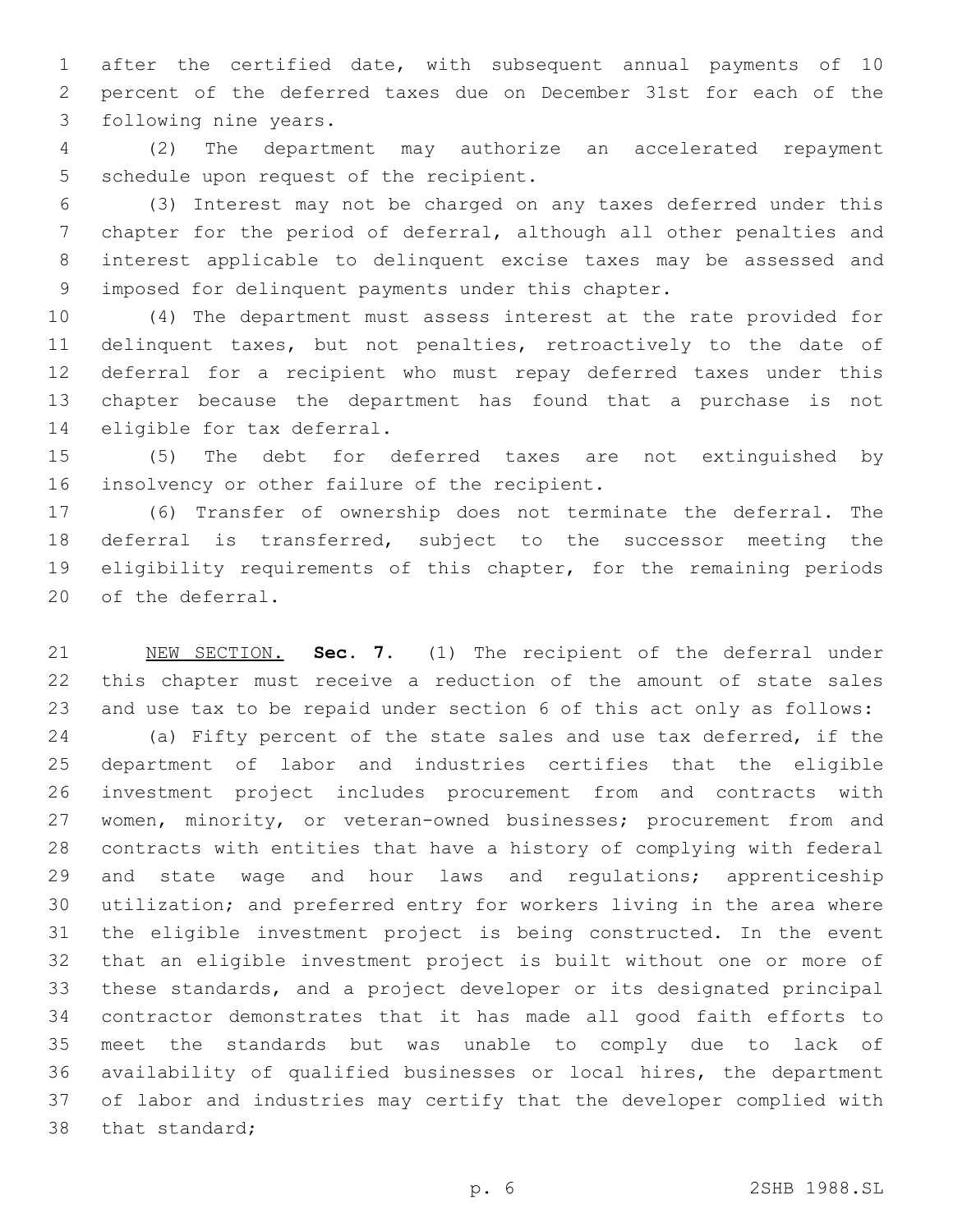after the certified date, with subsequent annual payments of 10 percent of the deferred taxes due on December 31st for each of the following nine years.

(2) The department may authorize an accelerated repayment schedule upon request of the recipient.

(3) Interest may not be charged on any taxes deferred under this chapter for the period of deferral, although all other penalties and interest applicable to delinquent excise taxes may be assessed and imposed for delinquent payments under this chapter.

(4) The department must assess interest at the rate provided for delinquent taxes, but not penalties, retroactively to the date of deferral for a recipient who must repay deferred taxes under this chapter because the department has found that a purchase is not eligible for tax deferral.

(5) The debt for deferred taxes are not extinguished by insolvency or other failure of the recipient.

(6) Transfer of ownership does not terminate the deferral. The deferral is transferred, subject to the successor meeting the eligibility requirements of this chapter, for the remaining periods of the deferral.

NEW SECTION. **Sec. 7.** (1) The recipient of the deferral under this chapter must receive a reduction of the amount of state sales and use tax to be repaid under section 6 of this act only as follows:

(a) Fifty percent of the state sales and use tax deferred, if the department of labor and industries certifies that the eligible investment project includes procurement from and contracts with women, minority, or veteran-owned businesses; procurement from and contracts with entities that have a history of complying with federal and state wage and hour laws and regulations; apprenticeship utilization; and preferred entry for workers living in the area where the eligible investment project is being constructed. In the event that an eligible investment project is built without one or more of these standards, and a project developer or its designated principal contractor demonstrates that it has made all good faith efforts to meet the standards but was unable to comply due to lack of availability of qualified businesses or local hires, the department of labor and industries may certify that the developer complied with that standard;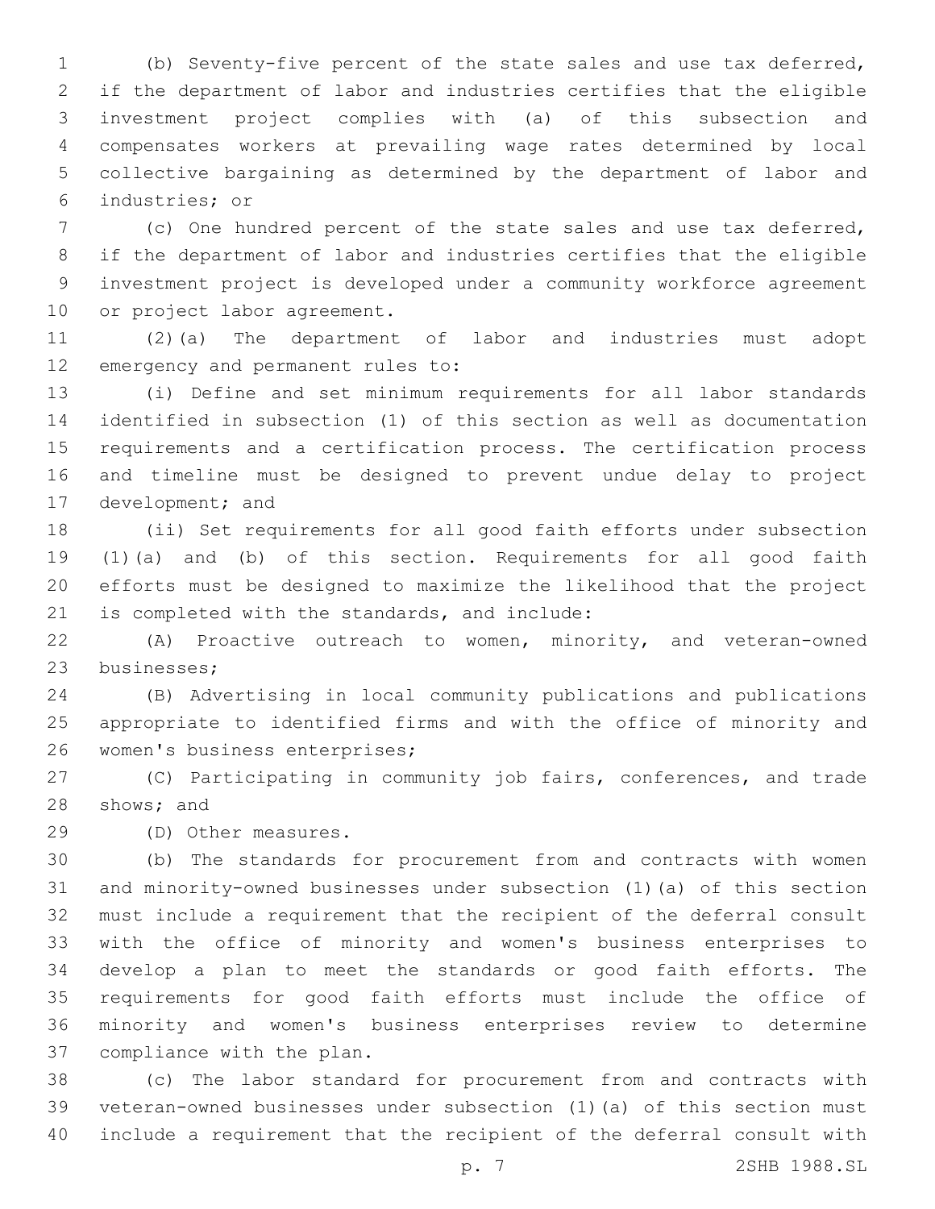(b) Seventy-five percent of the state sales and use tax deferred, if the department of labor and industries certifies that the eligible investment project complies with (a) of this subsection and compensates workers at prevailing wage rates determined by local collective bargaining as determined by the department of labor and industries; or

(c) One hundred percent of the state sales and use tax deferred, if the department of labor and industries certifies that the eligible investment project is developed under a community workforce agreement or project labor agreement.

(2)(a) The department of labor and industries must adopt emergency and permanent rules to:

(i) Define and set minimum requirements for all labor standards identified in subsection (1) of this section as well as documentation requirements and a certification process. The certification process and timeline must be designed to prevent undue delay to project development; and

(ii) Set requirements for all good faith efforts under subsection (1)(a) and (b) of this section. Requirements for all good faith efforts must be designed to maximize the likelihood that the project is completed with the standards, and include:

(A) Proactive outreach to women, minority, and veteran-owned businesses;

(B) Advertising in local community publications and publications appropriate to identified firms and with the office of minority and women's business enterprises;

(C) Participating in community job fairs, conferences, and trade shows; and

(D) Other measures.

(b) The standards for procurement from and contracts with women and minority-owned businesses under subsection (1)(a) of this section must include a requirement that the recipient of the deferral consult with the office of minority and women's business enterprises to develop a plan to meet the standards or good faith efforts. The requirements for good faith efforts must include the office of minority and women's business enterprises review to determine compliance with the plan.

(c) The labor standard for procurement from and contracts with veteran-owned businesses under subsection (1)(a) of this section must include a requirement that the recipient of the deferral consult with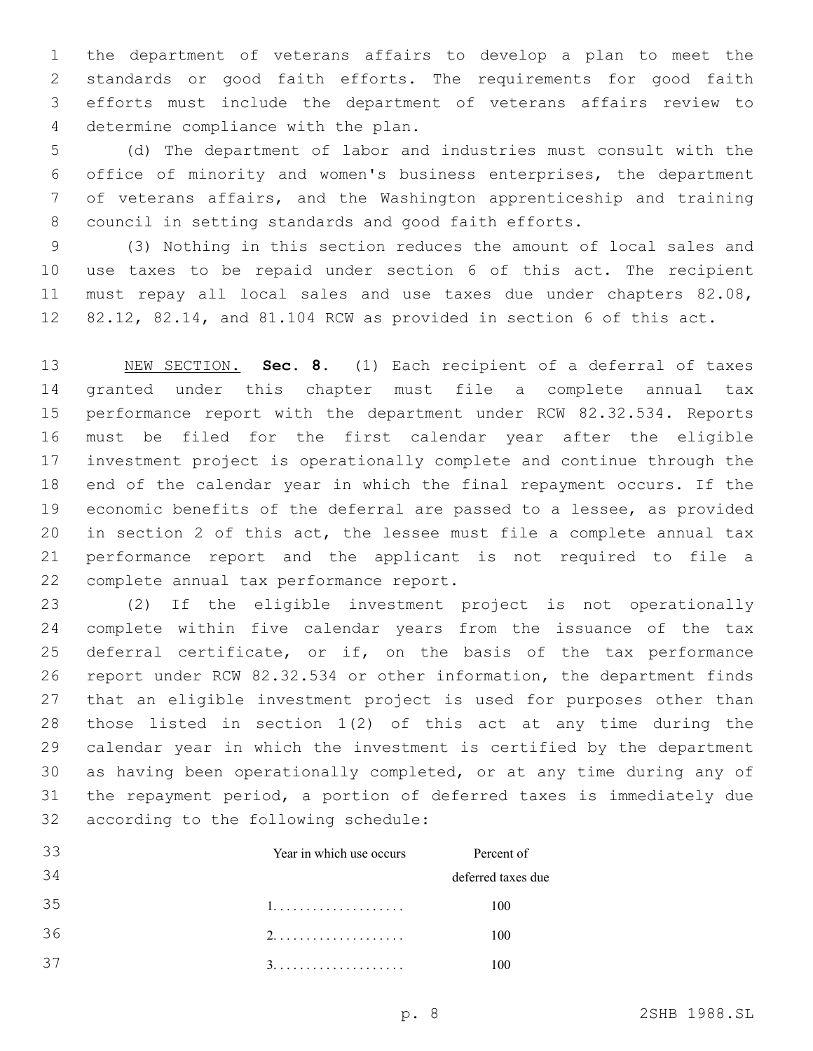the department of veterans affairs to develop a plan to meet the standards or good faith efforts. The requirements for good faith efforts must include the department of veterans affairs review to determine compliance with the plan.

(d) The department of labor and industries must consult with the office of minority and women's business enterprises, the department of veterans affairs, and the Washington apprenticeship and training council in setting standards and good faith efforts.

(3) Nothing in this section reduces the amount of local sales and use taxes to be repaid under section 6 of this act. The recipient must repay all local sales and use taxes due under chapters 82.08, 82.12, 82.14, and 81.104 RCW as provided in section 6 of this act.

NEW SECTION. **Sec. 8.** (1) Each recipient of a deferral of taxes granted under this chapter must file a complete annual tax performance report with the department under RCW 82.32.534. Reports must be filed for the first calendar year after the eligible investment project is operationally complete and continue through the end of the calendar year in which the final repayment occurs. If the economic benefits of the deferral are passed to a lessee, as provided in section 2 of this act, the lessee must file a complete annual tax performance report and the applicant is not required to file a complete annual tax performance report.

(2) If the eligible investment project is not operationally complete within five calendar years from the issuance of the tax deferral certificate, or if, on the basis of the tax performance report under RCW 82.32.534 or other information, the department finds that an eligible investment project is used for purposes other than those listed in section 1(2) of this act at any time during the calendar year in which the investment is certified by the department as having been operationally completed, or at any time during any of the repayment period, a portion of deferred taxes is immediately due according to the following schedule:

| Year in which use occurs | Percent of deferred taxes due |
|---|---|
| 1. . . . . . . . . . . . . . . . . . . | 100 |
| 2. . . . . . . . . . . . . . . . . . . | 100 |
| 3. . . . . . . . . . . . . . . . . . . | 100 |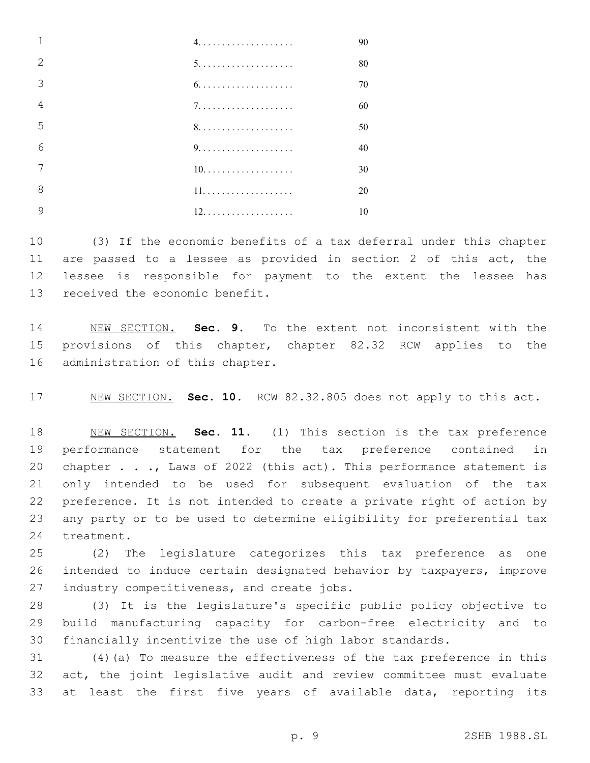| | |
|---|---|
| 4. | 90 |
| 5. | 80 |
| 6. | 70 |
| 7. | 60 |
| 8. | 50 |
| 9. | 40 |
| 10. | 30 |
| 11. | 20 |
| 12. | 10 |

(3) If the economic benefits of a tax deferral under this chapter are passed to a lessee as provided in section 2 of this act, the lessee is responsible for payment to the extent the lessee has received the economic benefit.

NEW SECTION. **Sec. 9.** To the extent not inconsistent with the provisions of this chapter, chapter 82.32 RCW applies to the administration of this chapter.

NEW SECTION. **Sec. 10.** RCW 82.32.805 does not apply to this act.

NEW SECTION. **Sec. 11.** (1) This section is the tax preference performance statement for the tax preference contained in chapter . . ., Laws of 2022 (this act). This performance statement is only intended to be used for subsequent evaluation of the tax preference. It is not intended to create a private right of action by any party or to be used to determine eligibility for preferential tax treatment.

(2) The legislature categorizes this tax preference as one intended to induce certain designated behavior by taxpayers, improve industry competitiveness, and create jobs.

(3) It is the legislature's specific public policy objective to build manufacturing capacity for carbon-free electricity and to financially incentivize the use of high labor standards.

(4)(a) To measure the effectiveness of the tax preference in this act, the joint legislative audit and review committee must evaluate at least the first five years of available data, reporting its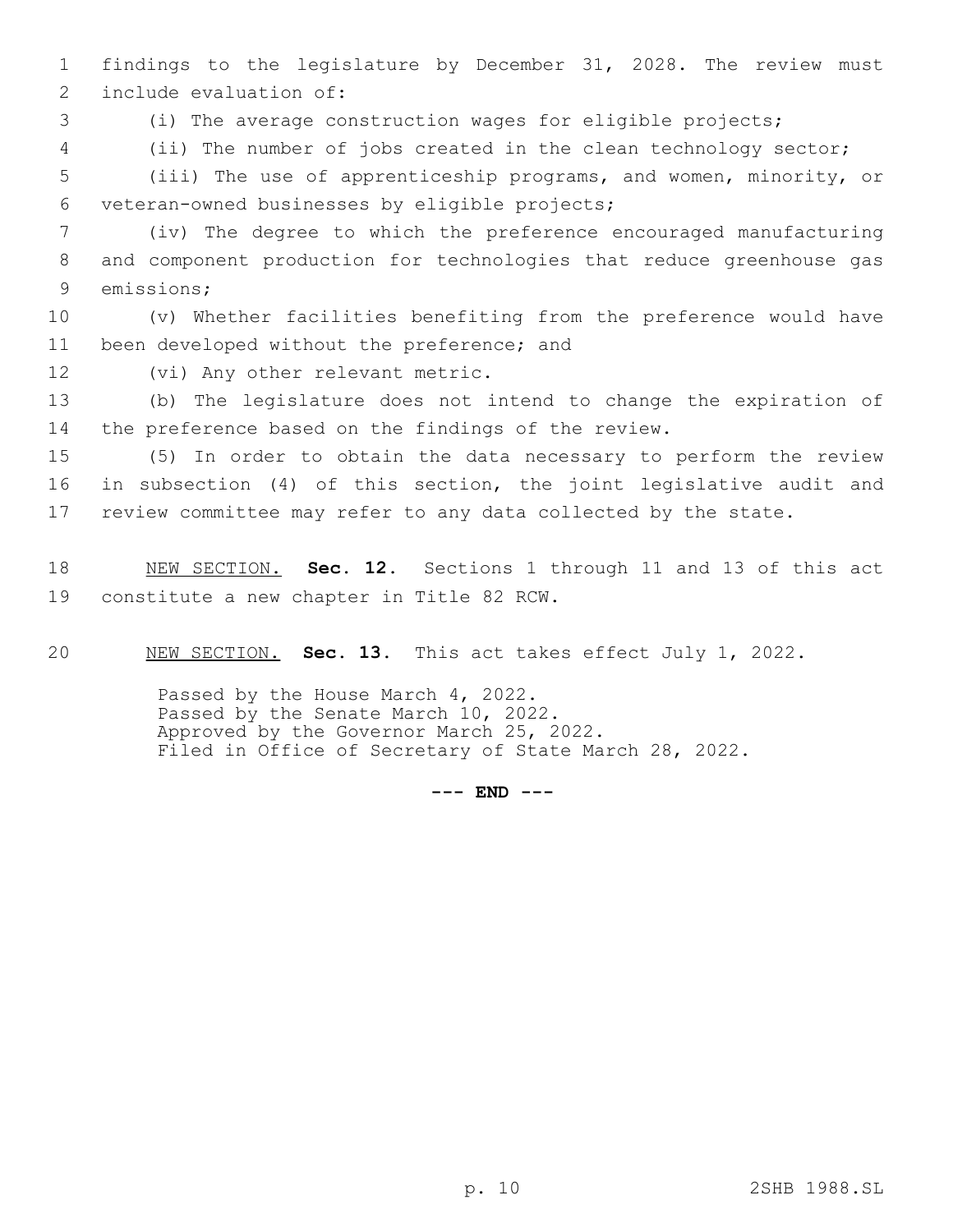findings to the legislature by December 31, 2028. The review must include evaluation of:

(i) The average construction wages for eligible projects;

(ii) The number of jobs created in the clean technology sector;

(iii) The use of apprenticeship programs, and women, minority, or veteran-owned businesses by eligible projects;

(iv) The degree to which the preference encouraged manufacturing and component production for technologies that reduce greenhouse gas emissions;

(v) Whether facilities benefiting from the preference would have been developed without the preference; and

(vi) Any other relevant metric.

(b) The legislature does not intend to change the expiration of the preference based on the findings of the review.

(5) In order to obtain the data necessary to perform the review in subsection (4) of this section, the joint legislative audit and review committee may refer to any data collected by the state.

NEW SECTION. **Sec. 12.** Sections 1 through 11 and 13 of this act constitute a new chapter in Title 82 RCW.

NEW SECTION. **Sec. 13.** This act takes effect July 1, 2022.

Passed by the House March 4, 2022.
Passed by the Senate March 10, 2022.
Approved by the Governor March 25, 2022.
Filed in Office of Secretary of State March 28, 2022.

**--- END ---**